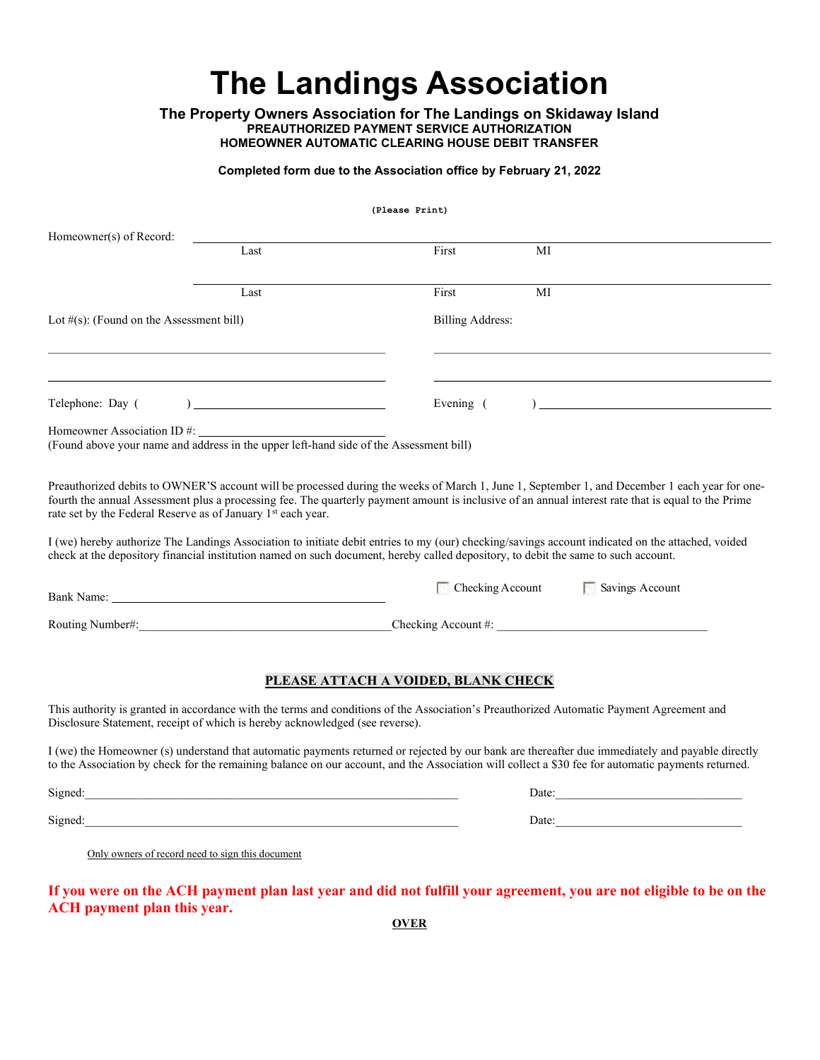# The Landings Association

**The Property Owners Association for The Landings on Skidaway Island**
**PREAUTHORIZED PAYMENT SERVICE AUTHORIZATION**
**HOMEOWNER AUTOMATIC CLEARING HOUSE DEBIT TRANSFER**

**Completed form due to the Association office by February 21, 2022**

**(Please Print)**

Homeowner(s) of Record: ______________________________________________
Last First MI

______________________________________________
Last First MI

Lot #(s): (Found on the Assessment bill) Billing Address:

______________________________ ______________________________

______________________________ ______________________________

Telephone: Day ( ) ______________________ Evening ( ) ______________________

Homeowner Association ID #: ______________________
(Found above your name and address in the upper left-hand side of the Assessment bill)

Preauthorized debits to OWNER'S account will be processed during the weeks of March 1, June 1, September 1, and December 1 each year for one-fourth the annual Assessment plus a processing fee. The quarterly payment amount is inclusive of an annual interest rate that is equal to the Prime rate set by the Federal Reserve as of January 1st each year.

I (we) hereby authorize The Landings Association to initiate debit entries to my (our) checking/savings account indicated on the attached, voided check at the depository financial institution named on such document, hereby called depository, to debit the same to such account.

Bank Name: ______________________ ☐ Checking Account ☐ Savings Account

Routing Number#: ______________________ Checking Account #: ______________________

**PLEASE ATTACH A VOIDED, BLANK CHECK**

This authority is granted in accordance with the terms and conditions of the Association's Preauthorized Automatic Payment Agreement and Disclosure Statement, receipt of which is hereby acknowledged (see reverse).

I (we) the Homeowner (s) understand that automatic payments returned or rejected by our bank are thereafter due immediately and payable directly to the Association by check for the remaining balance on our account, and the Association will collect a $30 fee for automatic payments returned.

Signed: ______________________________ Date: ______________________

Signed: ______________________________ Date: ______________________

Only owners of record need to sign this document

**If you were on the ACH payment plan last year and did not fulfill your agreement, you are not eligible to be on the ACH payment plan this year.**

**OVER**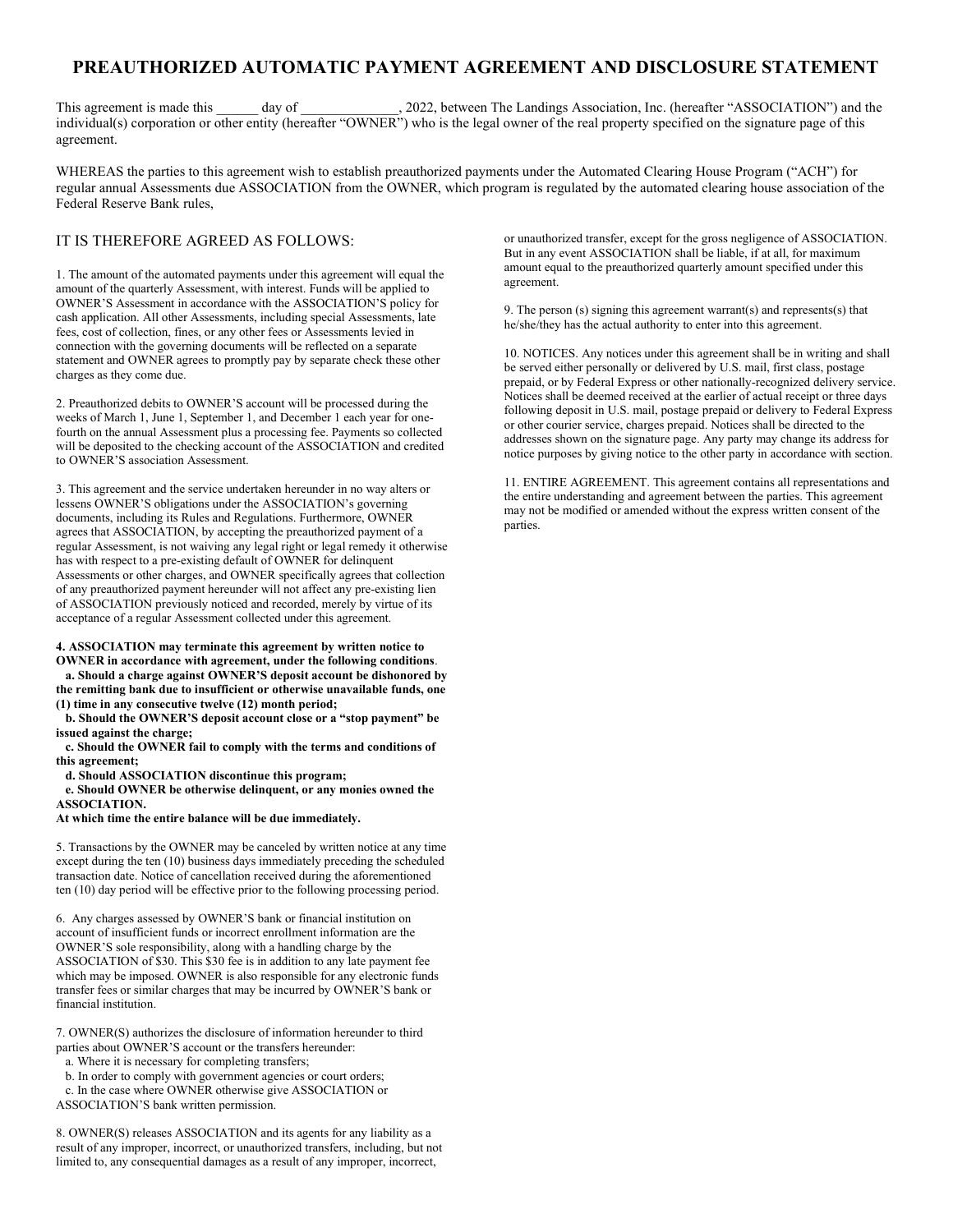# PREAUTHORIZED AUTOMATIC PAYMENT AGREEMENT AND DISCLOSURE STATEMENT

This agreement is made this ______ day of ______________, 2022, between The Landings Association, Inc. (hereafter "ASSOCIATION") and the individual(s) corporation or other entity (hereafter "OWNER") who is the legal owner of the real property specified on the signature page of this agreement.

WHEREAS the parties to this agreement wish to establish preauthorized payments under the Automated Clearing House Program ("ACH") for regular annual Assessments due ASSOCIATION from the OWNER, which program is regulated by the automated clearing house association of the Federal Reserve Bank rules,

IT IS THEREFORE AGREED AS FOLLOWS:

1. The amount of the automated payments under this agreement will equal the amount of the quarterly Assessment, with interest. Funds will be applied to OWNER'S Assessment in accordance with the ASSOCIATION'S policy for cash application. All other Assessments, including special Assessments, late fees, cost of collection, fines, or any other fees or Assessments levied in connection with the governing documents will be reflected on a separate statement and OWNER agrees to promptly pay by separate check these other charges as they come due.

2. Preauthorized debits to OWNER'S account will be processed during the weeks of March 1, June 1, September 1, and December 1 each year for one-fourth on the annual Assessment plus a processing fee. Payments so collected will be deposited to the checking account of the ASSOCIATION and credited to OWNER'S association Assessment.

3. This agreement and the service undertaken hereunder in no way alters or lessens OWNER'S obligations under the ASSOCIATION's governing documents, including its Rules and Regulations. Furthermore, OWNER agrees that ASSOCIATION, by accepting the preauthorized payment of a regular Assessment, is not waiving any legal right or legal remedy it otherwise has with respect to a pre-existing default of OWNER for delinquent Assessments or other charges, and OWNER specifically agrees that collection of any preauthorized payment hereunder will not affect any pre-existing lien of ASSOCIATION previously noticed and recorded, merely by virtue of its acceptance of a regular Assessment collected under this agreement.

**4. ASSOCIATION may terminate this agreement by written notice to OWNER in accordance with agreement, under the following conditions.**

**a. Should a charge against OWNER'S deposit account be dishonored by the remitting bank due to insufficient or otherwise unavailable funds, one (1) time in any consecutive twelve (12) month period;**

**b. Should the OWNER'S deposit account close or a "stop payment" be issued against the charge;**

**c. Should the OWNER fail to comply with the terms and conditions of this agreement;**

**d. Should ASSOCIATION discontinue this program;**

**e. Should OWNER be otherwise delinquent, or any monies owned the ASSOCIATION.**

**At which time the entire balance will be due immediately.**

5. Transactions by the OWNER may be canceled by written notice at any time except during the ten (10) business days immediately preceding the scheduled transaction date. Notice of cancellation received during the aforementioned ten (10) day period will be effective prior to the following processing period.

6. Any charges assessed by OWNER'S bank or financial institution on account of insufficient funds or incorrect enrollment information are the OWNER'S sole responsibility, along with a handling charge by the ASSOCIATION of $30. This $30 fee is in addition to any late payment fee which may be imposed. OWNER is also responsible for any electronic funds transfer fees or similar charges that may be incurred by OWNER'S bank or financial institution.

7. OWNER(S) authorizes the disclosure of information hereunder to third parties about OWNER'S account or the transfers hereunder:

a. Where it is necessary for completing transfers;

b. In order to comply with government agencies or court orders;

c. In the case where OWNER otherwise give ASSOCIATION or ASSOCIATION'S bank written permission.

8. OWNER(S) releases ASSOCIATION and its agents for any liability as a result of any improper, incorrect, or unauthorized transfers, including, but not limited to, any consequential damages as a result of any improper, incorrect, or unauthorized transfer, except for the gross negligence of ASSOCIATION. But in any event ASSOCIATION shall be liable, if at all, for maximum amount equal to the preauthorized quarterly amount specified under this agreement.

9. The person (s) signing this agreement warrant(s) and represents(s) that he/she/they has the actual authority to enter into this agreement.

10. NOTICES. Any notices under this agreement shall be in writing and shall be served either personally or delivered by U.S. mail, first class, postage prepaid, or by Federal Express or other nationally-recognized delivery service. Notices shall be deemed received at the earlier of actual receipt or three days following deposit in U.S. mail, postage prepaid or delivery to Federal Express or other courier service, charges prepaid. Notices shall be directed to the addresses shown on the signature page. Any party may change its address for notice purposes by giving notice to the other party in accordance with section.

11. ENTIRE AGREEMENT. This agreement contains all representations and the entire understanding and agreement between the parties. This agreement may not be modified or amended without the express written consent of the parties.